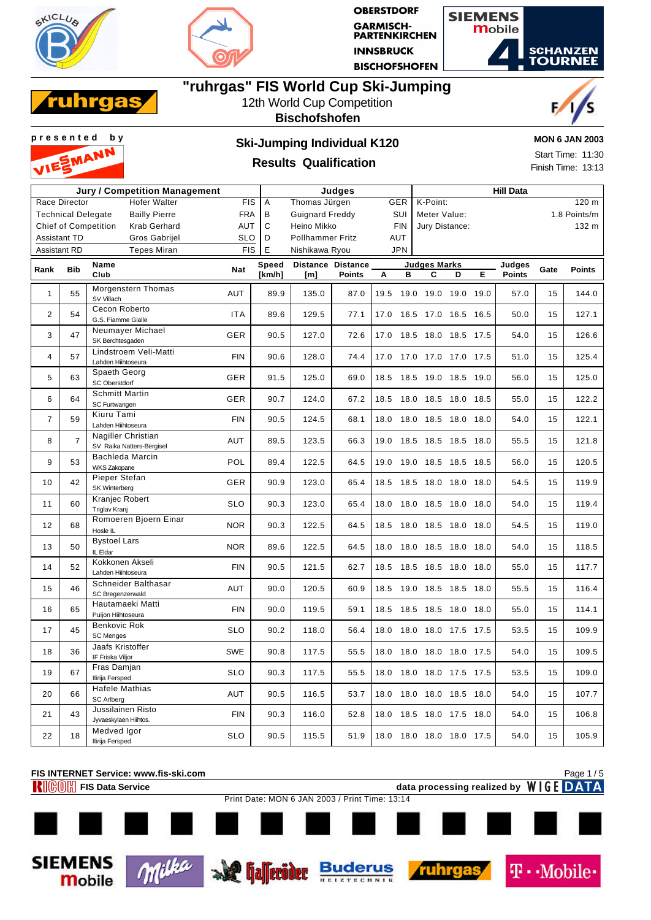OBERSTDORF
GARMISCH-PARTENKIRCHEN
INNSBRUCK
BISCHOFSHOFEN

SIEMENS mobile 4 SCHANZEN TOURNEE

# "ruhrgas" FIS World Cup Ski-Jumping

12th World Cup Competition

**Bischofshofen**

presented by VIESSMANN

## Ski-Jumping Individual K120

## Results Qualification

**MON 6 JAN 2003**

Start Time: 11:30

Finish Time: 13:13

| Jury / Competition Management | | | Judges | | | Hill Data | |
|---|---|---|---|---|---|---|---|
| Race Director | Hofer Walter | FIS | A | Thomas Jürgen | GER | K-Point: | 120 m |
| Technical Delegate | Bailly Pierre | FRA | B | Guignard Freddy | SUI | Meter Value: | 1.8 Points/m |
| Chief of Competition | Krab Gerhard | AUT | C | Heino Mikko | FIN | Jury Distance: | 132 m |
| Assistant TD | Gros Gabrijel | SLO | D | Pollhammer Fritz | AUT | | |
| Assistant RD | Tepes Miran | FIS | E | Nishikawa Ryou | JPN | | |

| Rank | Bib | Name / Club | Nat | Speed [km/h] | Distance [m] | Distance Points | Judges Marks A | B | C | D | E | Judges Points | Gate | Points |
|---|---|---|---|---|---|---|---|---|---|---|---|---|---|---|
| 1 | 55 | Morgenstern Thomas / SV Villach | AUT | 89.9 | 135.0 | 87.0 | 19.5 | 19.0 | 19.0 | 19.0 | 19.0 | 57.0 | 15 | 144.0 |
| 2 | 54 | Cecon Roberto / G.S. Fiamme Gialle | ITA | 89.6 | 129.5 | 77.1 | 17.0 | 16.5 | 17.0 | 16.5 | 16.5 | 50.0 | 15 | 127.1 |
| 3 | 47 | Neumayer Michael / SK Berchtesgaden | GER | 90.5 | 127.0 | 72.6 | 17.0 | 18.5 | 18.0 | 18.5 | 17.5 | 54.0 | 15 | 126.6 |
| 4 | 57 | Lindstroem Veli-Matti / Lahden Hiihtoseura | FIN | 90.6 | 128.0 | 74.4 | 17.0 | 17.0 | 17.0 | 17.0 | 17.5 | 51.0 | 15 | 125.4 |
| 5 | 63 | Spaeth Georg / SC Oberstdorf | GER | 91.5 | 125.0 | 69.0 | 18.5 | 18.5 | 19.0 | 18.5 | 19.0 | 56.0 | 15 | 125.0 |
| 6 | 64 | Schmitt Martin / SC Furtwangen | GER | 90.7 | 124.0 | 67.2 | 18.5 | 18.0 | 18.5 | 18.0 | 18.5 | 55.0 | 15 | 122.2 |
| 7 | 59 | Kiuru Tami / Lahden Hiihtoseura | FIN | 90.5 | 124.5 | 68.1 | 18.0 | 18.0 | 18.5 | 18.0 | 18.0 | 54.0 | 15 | 122.1 |
| 8 | 7 | Nagiller Christian / SV Raika Natters-Bergisel | AUT | 89.5 | 123.5 | 66.3 | 19.0 | 18.5 | 18.5 | 18.5 | 18.0 | 55.5 | 15 | 121.8 |
| 9 | 53 | Bachleda Marcin / WKS Zakopane | POL | 89.4 | 122.5 | 64.5 | 19.0 | 19.0 | 18.5 | 18.5 | 18.5 | 56.0 | 15 | 120.5 |
| 10 | 42 | Pieper Stefan / SK Winterberg | GER | 90.9 | 123.0 | 65.4 | 18.5 | 18.5 | 18.0 | 18.0 | 18.0 | 54.5 | 15 | 119.9 |
| 11 | 60 | Kranjec Robert / Triglav Kranj | SLO | 90.3 | 123.0 | 65.4 | 18.0 | 18.0 | 18.5 | 18.0 | 18.0 | 54.0 | 15 | 119.4 |
| 12 | 68 | Romoeren Bjoern Einar / Hosle IL | NOR | 90.3 | 122.5 | 64.5 | 18.5 | 18.0 | 18.5 | 18.0 | 18.0 | 54.5 | 15 | 119.0 |
| 13 | 50 | Bystoel Lars / IL Eldar | NOR | 89.6 | 122.5 | 64.5 | 18.0 | 18.0 | 18.5 | 18.0 | 18.0 | 54.0 | 15 | 118.5 |
| 14 | 52 | Kokkonen Akseli / Lahden Hiihtoseura | FIN | 90.5 | 121.5 | 62.7 | 18.5 | 18.5 | 18.5 | 18.0 | 18.0 | 55.0 | 15 | 117.7 |
| 15 | 46 | Schneider Balthasar / SC Bregenzerwald | AUT | 90.0 | 120.5 | 60.9 | 18.5 | 19.0 | 18.5 | 18.5 | 18.0 | 55.5 | 15 | 116.4 |
| 16 | 65 | Hautamaeki Matti / Puijon Hiihtoseura | FIN | 90.0 | 119.5 | 59.1 | 18.5 | 18.5 | 18.5 | 18.0 | 18.0 | 55.0 | 15 | 114.1 |
| 17 | 45 | Benkovic Rok / SC Menges | SLO | 90.2 | 118.0 | 56.4 | 18.0 | 18.0 | 18.0 | 17.5 | 17.5 | 53.5 | 15 | 109.9 |
| 18 | 36 | Jaafs Kristoffer / IF Friska Viljor | SWE | 90.8 | 117.5 | 55.5 | 18.0 | 18.0 | 18.0 | 18.0 | 17.5 | 54.0 | 15 | 109.5 |
| 19 | 67 | Fras Damjan / Ilirija Fersped | SLO | 90.3 | 117.5 | 55.5 | 18.0 | 18.0 | 18.0 | 17.5 | 17.5 | 53.5 | 15 | 109.0 |
| 20 | 66 | Hafele Mathias / SC Arlberg | AUT | 90.5 | 116.5 | 53.7 | 18.0 | 18.0 | 18.0 | 18.5 | 18.0 | 54.0 | 15 | 107.7 |
| 21 | 43 | Jussilainen Risto / Jyvaeskylaen Hiihtos. | FIN | 90.3 | 116.0 | 52.8 | 18.0 | 18.5 | 18.0 | 17.5 | 18.0 | 54.0 | 15 | 106.8 |
| 22 | 18 | Medved Igor / Ilirija Fersped | SLO | 90.5 | 115.5 | 51.9 | 18.0 | 18.0 | 18.0 | 18.0 | 17.5 | 54.0 | 15 | 105.9 |

FIS INTERNET Service: www.fis-ski.com

RICOH FIS Data Service — data processing realized by WIGE DATA

Print Date: MON 6 JAN 2003 / Print Time: 13:14

SIEMENS mobile · Milka · Hasseröder · Buderus · ruhrgas · T-Mobile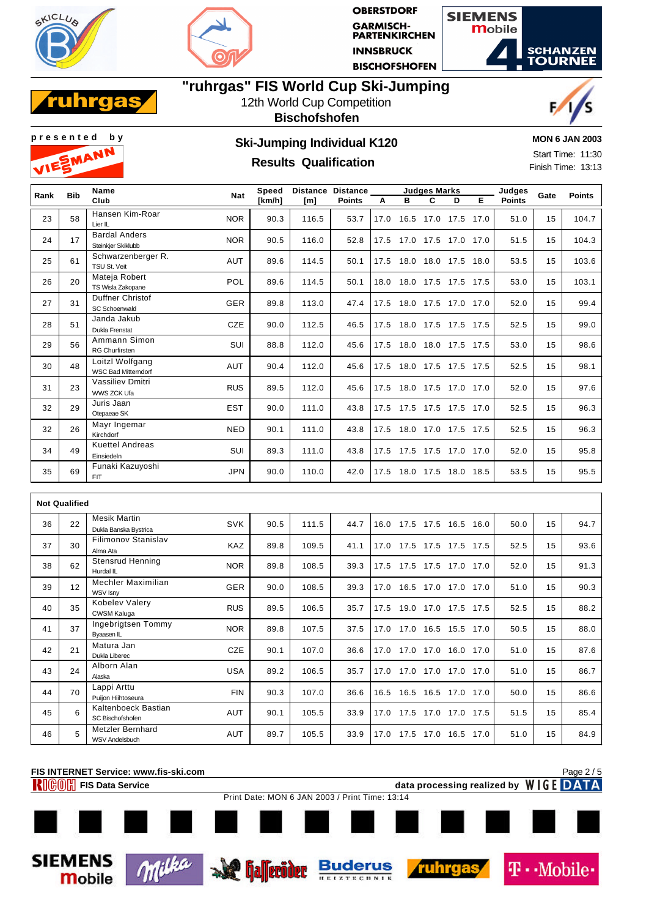# "ruhrgas" FIS World Cup Ski-Jumping

12th World Cup Competition

**Bischofshofen**

presented by

## Ski-Jumping Individual K120

## Results Qualification

**MON 6 JAN 2003**

Start Time: 11:30

Finish Time: 13:13

| Rank | Bib | Name / Club | Nat | Speed [km/h] | Distance [m] | Distance Points | A | B | C | D | E | Judges Points | Gate | Points |
|---|---|---|---|---|---|---|---|---|---|---|---|---|---|---|
| 23 | 58 | Hansen Kim-Roar / Lier IL | NOR | 90.3 | 116.5 | 53.7 | 17.0 | 16.5 | 17.0 | 17.5 | 17.0 | 51.0 | 15 | 104.7 |
| 24 | 17 | Bardal Anders / Steinkjer Skiklubb | NOR | 90.5 | 116.0 | 52.8 | 17.5 | 17.0 | 17.5 | 17.0 | 17.0 | 51.5 | 15 | 104.3 |
| 25 | 61 | Schwarzenberger R. / TSU St. Veit | AUT | 89.6 | 114.5 | 50.1 | 17.5 | 18.0 | 18.0 | 17.5 | 18.0 | 53.5 | 15 | 103.6 |
| 26 | 20 | Mateja Robert / TS Wisla Zakopane | POL | 89.6 | 114.5 | 50.1 | 18.0 | 18.0 | 17.5 | 17.5 | 17.5 | 53.0 | 15 | 103.1 |
| 27 | 31 | Duffner Christof / SC Schoenwald | GER | 89.8 | 113.0 | 47.4 | 17.5 | 18.0 | 17.5 | 17.0 | 17.0 | 52.0 | 15 | 99.4 |
| 28 | 51 | Janda Jakub / Dukla Frenstat | CZE | 90.0 | 112.5 | 46.5 | 17.5 | 18.0 | 17.5 | 17.5 | 17.5 | 52.5 | 15 | 99.0 |
| 29 | 56 | Ammann Simon / RG Churfirsten | SUI | 88.8 | 112.0 | 45.6 | 17.5 | 18.0 | 18.0 | 17.5 | 17.5 | 53.0 | 15 | 98.6 |
| 30 | 48 | Loitzl Wolfgang / WSC Bad Mitterndorf | AUT | 90.4 | 112.0 | 45.6 | 17.5 | 18.0 | 17.5 | 17.5 | 17.5 | 52.5 | 15 | 98.1 |
| 31 | 23 | Vassiliev Dmitri / WWS ZCK Ufa | RUS | 89.5 | 112.0 | 45.6 | 17.5 | 18.0 | 17.5 | 17.0 | 17.0 | 52.0 | 15 | 97.6 |
| 32 | 29 | Juris Jaan / Otepaeae SK | EST | 90.0 | 111.0 | 43.8 | 17.5 | 17.5 | 17.5 | 17.5 | 17.0 | 52.5 | 15 | 96.3 |
| 32 | 26 | Mayr Ingemar / Kirchdorf | NED | 90.1 | 111.0 | 43.8 | 17.5 | 18.0 | 17.0 | 17.5 | 17.5 | 52.5 | 15 | 96.3 |
| 34 | 49 | Kuettel Andreas / Einsiedeln | SUI | 89.3 | 111.0 | 43.8 | 17.5 | 17.5 | 17.5 | 17.0 | 17.0 | 52.0 | 15 | 95.8 |
| 35 | 69 | Funaki Kazuyoshi / FIT | JPN | 90.0 | 110.0 | 42.0 | 17.5 | 18.0 | 17.5 | 18.0 | 18.5 | 53.5 | 15 | 95.5 |
| **Not Qualified** | | | | | | | | | | | | | | |
| 36 | 22 | Mesik Martin / Dukla Banska Bystrica | SVK | 90.5 | 111.5 | 44.7 | 16.0 | 17.5 | 17.5 | 16.5 | 16.0 | 50.0 | 15 | 94.7 |
| 37 | 30 | Filimonov Stanislav / Alma Ata | KAZ | 89.8 | 109.5 | 41.1 | 17.0 | 17.5 | 17.5 | 17.5 | 17.5 | 52.5 | 15 | 93.6 |
| 38 | 62 | Stensrud Henning / Hurdal IL | NOR | 89.8 | 108.5 | 39.3 | 17.5 | 17.5 | 17.5 | 17.0 | 17.0 | 52.0 | 15 | 91.3 |
| 39 | 12 | Mechler Maximilian / WSV Isny | GER | 90.0 | 108.5 | 39.3 | 17.0 | 16.5 | 17.0 | 17.0 | 17.0 | 51.0 | 15 | 90.3 |
| 40 | 35 | Kobelev Valery / CWSM Kaluga | RUS | 89.5 | 106.5 | 35.7 | 17.5 | 19.0 | 17.0 | 17.5 | 17.5 | 52.5 | 15 | 88.2 |
| 41 | 37 | Ingebrigtsen Tommy / Byaasen IL | NOR | 89.8 | 107.5 | 37.5 | 17.0 | 17.0 | 16.5 | 15.5 | 17.0 | 50.5 | 15 | 88.0 |
| 42 | 21 | Matura Jan / Dukla Liberec | CZE | 90.1 | 107.0 | 36.6 | 17.0 | 17.0 | 17.0 | 16.0 | 17.0 | 51.0 | 15 | 87.6 |
| 43 | 24 | Alborn Alan / Alaska | USA | 89.2 | 106.5 | 35.7 | 17.0 | 17.0 | 17.0 | 17.0 | 17.0 | 51.0 | 15 | 86.7 |
| 44 | 70 | Lappi Arttu / Puijon Hiihtoseura | FIN | 90.3 | 107.0 | 36.6 | 16.5 | 16.5 | 16.5 | 17.0 | 17.0 | 50.0 | 15 | 86.6 |
| 45 | 6 | Kaltenboeck Bastian / SC Bischofshofen | AUT | 90.1 | 105.5 | 33.9 | 17.0 | 17.5 | 17.0 | 17.0 | 17.5 | 51.5 | 15 | 85.4 |
| 46 | 5 | Metzler Bernhard / WSV Andelsbuch | AUT | 89.7 | 105.5 | 33.9 | 17.0 | 17.5 | 17.0 | 16.5 | 17.0 | 51.0 | 15 | 84.9 |

FIS INTERNET Service: www.fis-ski.com

FIS Data Service — data processing realized by WIGE DATA

Print Date: MON 6 JAN 2003 / Print Time: 13:14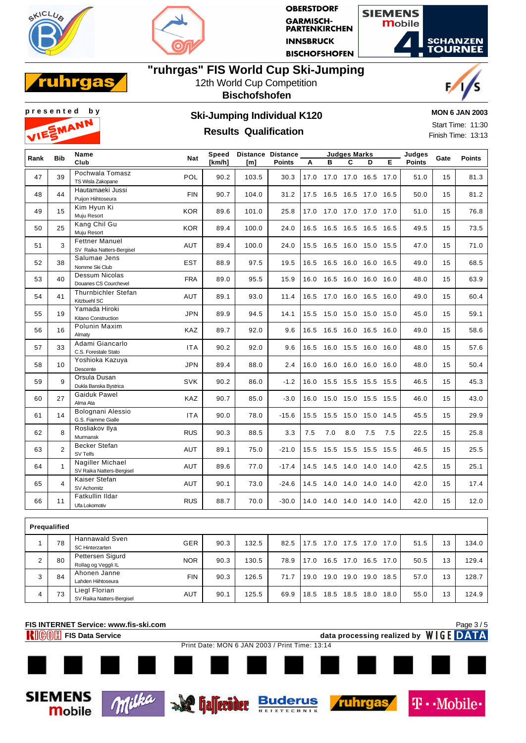OBERSTDORF
GARMISCH-PARTENKIRCHEN
INNSBRUCK
BISCHOFSHOFEN

SIEMENS mobile 4 SCHANZEN TOURNEE

# "ruhrgas" FIS World Cup Ski-Jumping

12th World Cup Competition

**Bischofshofen**

presented by VIESMANN

## Ski-Jumping Individual K120

## Results Qualification

**MON 6 JAN 2003**

Start Time: 11:30

Finish Time: 13:13

| Rank | Bib | Name Club | Nat | Speed [km/h] | Distance [m] | Distance Points | Judges Marks A | B | C | D | E | Judges Points | Gate | Points |
|---|---|---|---|---|---|---|---|---|---|---|---|---|---|---|
| 47 | 39 | Pochwala Tomasz TS Wisla Zakopane | POL | 90.2 | 103.5 | 30.3 | 17.0 | 17.0 | 17.0 | 16.5 | 17.0 | 51.0 | 15 | 81.3 |
| 48 | 44 | Hautamaeki Jussi Puijon Hiihtoseura | FIN | 90.7 | 104.0 | 31.2 | 17.5 | 16.5 | 16.5 | 17.0 | 16.5 | 50.0 | 15 | 81.2 |
| 49 | 15 | Kim Hyun Ki Muju Resort | KOR | 89.6 | 101.0 | 25.8 | 17.0 | 17.0 | 17.0 | 17.0 | 17.0 | 51.0 | 15 | 76.8 |
| 50 | 25 | Kang Chil Gu Muju Resort | KOR | 89.4 | 100.0 | 24.0 | 16.5 | 16.5 | 16.5 | 16.5 | 16.5 | 49.5 | 15 | 73.5 |
| 51 | 3 | Fettner Manuel SV Raika Natters-Bergisel | AUT | 89.4 | 100.0 | 24.0 | 15.5 | 16.5 | 16.0 | 15.0 | 15.5 | 47.0 | 15 | 71.0 |
| 52 | 38 | Salumae Jens Nomme Ski Club | EST | 88.9 | 97.5 | 19.5 | 16.5 | 16.5 | 16.0 | 16.0 | 16.5 | 49.0 | 15 | 68.5 |
| 53 | 40 | Dessum Nicolas Douanes CS Courchevel | FRA | 89.0 | 95.5 | 15.9 | 16.0 | 16.5 | 16.0 | 16.0 | 16.0 | 48.0 | 15 | 63.9 |
| 54 | 41 | Thurnbichler Stefan Kitzbuehl SC | AUT | 89.1 | 93.0 | 11.4 | 16.5 | 17.0 | 16.0 | 16.5 | 16.0 | 49.0 | 15 | 60.4 |
| 55 | 19 | Yamada Hiroki Kitano Construction | JPN | 89.9 | 94.5 | 14.1 | 15.5 | 15.0 | 15.0 | 15.0 | 15.0 | 45.0 | 15 | 59.1 |
| 56 | 16 | Polunin Maxim Almaty | KAZ | 89.7 | 92.0 | 9.6 | 16.5 | 16.5 | 16.0 | 16.5 | 16.0 | 49.0 | 15 | 58.6 |
| 57 | 33 | Adami Giancarlo C.S. Forestale Stato | ITA | 90.2 | 92.0 | 9.6 | 16.5 | 16.0 | 15.5 | 16.0 | 16.0 | 48.0 | 15 | 57.6 |
| 58 | 10 | Yoshioka Kazuya Descente | JPN | 89.4 | 88.0 | 2.4 | 16.0 | 16.0 | 16.0 | 16.0 | 16.0 | 48.0 | 15 | 50.4 |
| 59 | 9 | Orsula Dusan Dukla Banska Bystrica | SVK | 90.2 | 86.0 | -1.2 | 16.0 | 15.5 | 15.5 | 15.5 | 15.5 | 46.5 | 15 | 45.3 |
| 60 | 27 | Gaiduk Pawel Alma Ata | KAZ | 90.7 | 85.0 | -3.0 | 16.0 | 15.0 | 15.0 | 15.5 | 15.5 | 46.0 | 15 | 43.0 |
| 61 | 14 | Bolognani Alessio G.S. Fiamme Gialle | ITA | 90.0 | 78.0 | -15.6 | 15.5 | 15.5 | 15.0 | 15.0 | 14.5 | 45.5 | 15 | 29.9 |
| 62 | 8 | Rosliakov Ilya Murmansk | RUS | 90.3 | 88.5 | 3.3 | 7.5 | 7.0 | 8.0 | 7.5 | 7.5 | 22.5 | 15 | 25.8 |
| 63 | 2 | Becker Stefan SV Telfs | AUT | 89.1 | 75.0 | -21.0 | 15.5 | 15.5 | 15.5 | 15.5 | 15.5 | 46.5 | 15 | 25.5 |
| 64 | 1 | Nagiller Michael SV Raika Natters-Bergisel | AUT | 89.6 | 77.0 | -17.4 | 14.5 | 14.5 | 14.0 | 14.0 | 14.0 | 42.5 | 15 | 25.1 |
| 65 | 4 | Kaiser Stefan SV Achomitz | AUT | 90.1 | 73.0 | -24.6 | 14.5 | 14.0 | 14.0 | 14.0 | 14.0 | 42.0 | 15 | 17.4 |
| 66 | 11 | Fatkullin Ildar Ufa Lokomotiv | RUS | 88.7 | 70.0 | -30.0 | 14.0 | 14.0 | 14.0 | 14.0 | 14.0 | 42.0 | 15 | 12.0 |

**Prequalified**

| Rank | Bib | Name Club | Nat | Speed [km/h] | Distance [m] | Distance Points | A | B | C | D | E | Judges Points | Gate | Points |
|---|---|---|---|---|---|---|---|---|---|---|---|---|---|---|
| 1 | 78 | Hannawald Sven SC Hinterzarten | GER | 90.3 | 132.5 | 82.5 | 17.5 | 17.0 | 17.5 | 17.0 | 17.0 | 51.5 | 13 | 134.0 |
| 2 | 80 | Pettersen Sigurd Rollag og Veggli IL | NOR | 90.3 | 130.5 | 78.9 | 17.0 | 16.5 | 17.0 | 16.5 | 17.0 | 50.5 | 13 | 129.4 |
| 3 | 84 | Ahonen Janne Lahden Hiihtoseura | FIN | 90.3 | 126.5 | 71.7 | 19.0 | 19.0 | 19.0 | 19.0 | 18.5 | 57.0 | 13 | 128.7 |
| 4 | 73 | Liegl Florian SV Raika Natters-Bergisel | AUT | 90.1 | 125.5 | 69.9 | 18.5 | 18.5 | 18.5 | 18.0 | 18.0 | 55.0 | 13 | 124.9 |

FIS INTERNET Service: www.fis-ski.com

RICOH FIS Data Service — data processing realized by WIGE DATA

Print Date: MON 6 JAN 2003 / Print Time: 13:14

SIEMENS mobile · Milka · Hasseröder · Buderus · ruhrgas · T-Mobile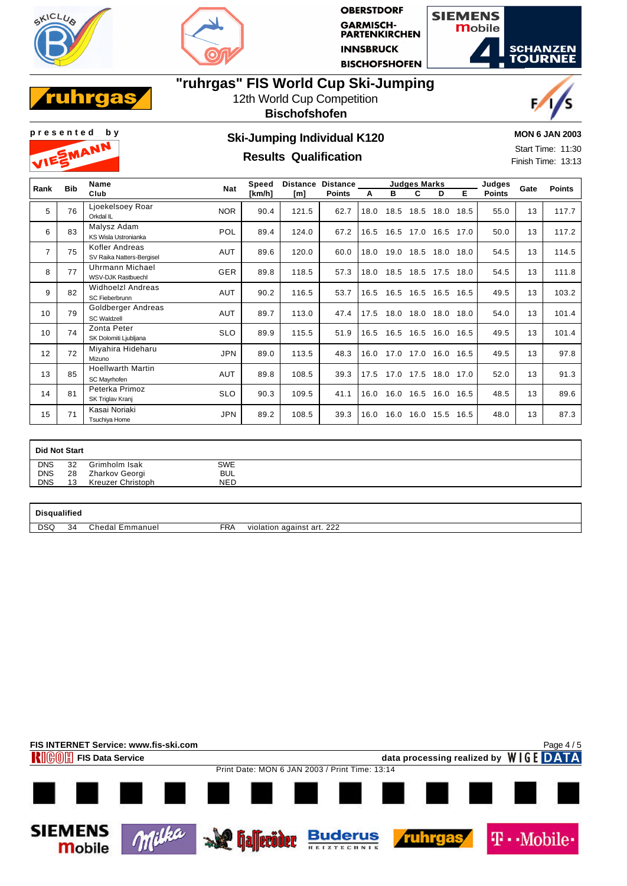# "ruhrgas" FIS World Cup Ski-Jumping

12th World Cup Competition

**Bischofshofen**

presented by

## Ski-Jumping Individual K120

## Results Qualification

**MON 6 JAN 2003**

Start Time: 11:30

Finish Time: 13:13

| Rank | Bib | Name / Club | Nat | Speed [km/h] | Distance [m] | Distance Points | Judges Marks A | B | C | D | E | Judges Points | Gate | Points |
|---|---|---|---|---|---|---|---|---|---|---|---|---|---|---|
| 5 | 76 | Ljoekelsoey Roar / Orkdal IL | NOR | 90.4 | 121.5 | 62.7 | 18.0 | 18.5 | 18.5 | 18.0 | 18.5 | 55.0 | 13 | 117.7 |
| 6 | 83 | Malysz Adam / KS Wisla Ustronianka | POL | 89.4 | 124.0 | 67.2 | 16.5 | 16.5 | 17.0 | 16.5 | 17.0 | 50.0 | 13 | 117.2 |
| 7 | 75 | Kofler Andreas / SV Raika Natters-Bergisel | AUT | 89.6 | 120.0 | 60.0 | 18.0 | 19.0 | 18.5 | 18.0 | 18.0 | 54.5 | 13 | 114.5 |
| 8 | 77 | Uhrmann Michael / WSV-DJK Rastbuechl | GER | 89.8 | 118.5 | 57.3 | 18.0 | 18.5 | 18.5 | 17.5 | 18.0 | 54.5 | 13 | 111.8 |
| 9 | 82 | Widhoelzl Andreas / SC Fieberbrunn | AUT | 90.2 | 116.5 | 53.7 | 16.5 | 16.5 | 16.5 | 16.5 | 16.5 | 49.5 | 13 | 103.2 |
| 10 | 79 | Goldberger Andreas / SC Waldzell | AUT | 89.7 | 113.0 | 47.4 | 17.5 | 18.0 | 18.0 | 18.0 | 18.0 | 54.0 | 13 | 101.4 |
| 10 | 74 | Zonta Peter / SK Dolomiti Ljubljana | SLO | 89.9 | 115.5 | 51.9 | 16.5 | 16.5 | 16.5 | 16.0 | 16.5 | 49.5 | 13 | 101.4 |
| 12 | 72 | Miyahira Hideharu / Mizuno | JPN | 89.0 | 113.5 | 48.3 | 16.0 | 17.0 | 17.0 | 16.0 | 16.5 | 49.5 | 13 | 97.8 |
| 13 | 85 | Hoellwarth Martin / SC Mayrhofen | AUT | 89.8 | 108.5 | 39.3 | 17.5 | 17.0 | 17.5 | 18.0 | 17.0 | 52.0 | 13 | 91.3 |
| 14 | 81 | Peterka Primoz / SK Triglav Kranj | SLO | 90.3 | 109.5 | 41.1 | 16.0 | 16.0 | 16.5 | 16.0 | 16.5 | 48.5 | 13 | 89.6 |
| 15 | 71 | Kasai Noriaki / Tsuchiya Home | JPN | 89.2 | 108.5 | 39.3 | 16.0 | 16.0 | 16.0 | 15.5 | 16.5 | 48.0 | 13 | 87.3 |

**Did Not Start**

| | Bib | Name | Nat |
|---|---|---|---|
| DNS | 32 | Grimholm Isak | SWE |
| DNS | 28 | Zharkov Georgi | BUL |
| DNS | 13 | Kreuzer Christoph | NED |

**Disqualified**

| | Bib | Name | Nat | Reason |
|---|---|---|---|---|
| DSQ | 34 | Chedal Emmanuel | FRA | violation against art. 222 |

FIS INTERNET Service: www.fis-ski.com

FIS Data Service — data processing realized by WIGE DATA

Print Date: MON 6 JAN 2003 / Print Time: 13:14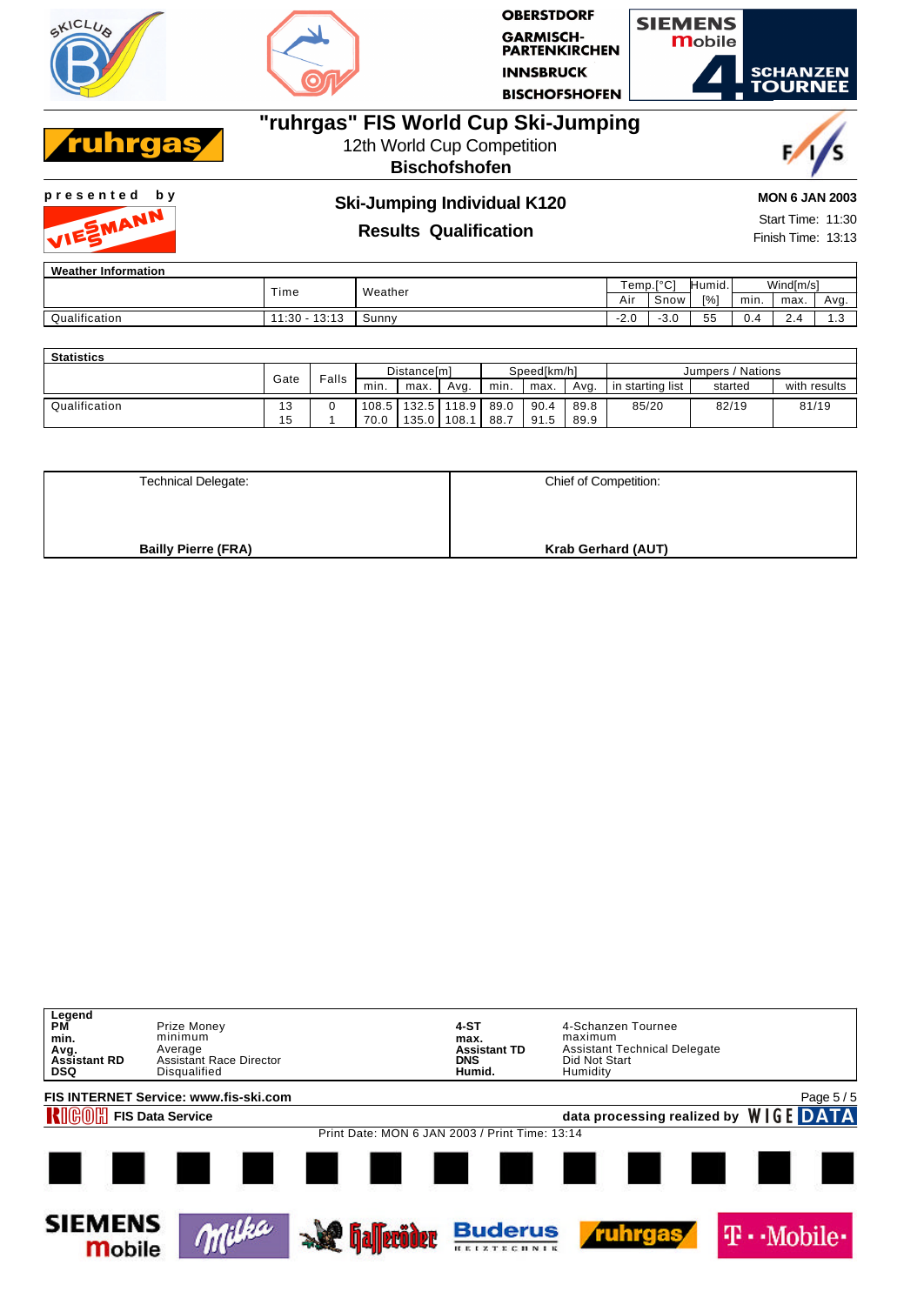OBERSTDORF
GARMISCH-PARTENKIRCHEN
INNSBRUCK
BISCHOFSHOFEN

SIEMENS mobile 4 SCHANZEN TOURNEE

# "ruhrgas" FIS World Cup Ski-Jumping

12th World Cup Competition

**Bischofshofen**

presented by VIESSMANN

## Ski-Jumping Individual K120

## Results Qualification

**MON 6 JAN 2003**

Start Time: 11:30

Finish Time: 13:13

| Weather Information | Time | Weather | Temp.[°C] | | Humid. | Wind[m/s] | | |
|---|---|---|---|---|---|---|---|---|
| | | | Air | Snow | [%] | min. | max. | Avg. |
| Qualification | 11:30 - 13:13 | Sunny | -2.0 | -3.0 | 55 | 0.4 | 2.4 | 1.3 |

| Statistics | Gate | Falls | Distance[m] | | | Speed[km/h] | | | Jumpers / Nations | | |
|---|---|---|---|---|---|---|---|---|---|---|---|
| | | | min. | max. | Avg. | min. | max. | Avg. | in starting list | started | with results |
| Qualification | 13 | 0 | 108.5 | 132.5 | 118.9 | 89.0 | 90.4 | 89.8 | 85/20 | 82/19 | 81/19 |
| | 15 | 1 | 70.0 | 135.0 | 108.1 | 88.7 | 91.5 | 89.9 | | | |

| Technical Delegate: | Chief of Competition: |
|---|---|
| **Bailly Pierre (FRA)** | **Krab Gerhard (AUT)** |

| Legend | | | |
|---|---|---|---|
| **PM** | Prize Money | **4-ST** | 4-Schanzen Tournee |
| **min.** | minimum | **max.** | maximum |
| **Avg.** | Average | **Assistant TD** | Assistant Technical Delegate |
| **Assistant RD** | Assistant Race Director | **DNS** | Did Not Start |
| **DSQ** | Disqualified | **Humid.** | Humidity |

**FIS INTERNET Service: www.fis-ski.com**

RICOH **FIS Data Service**

**data processing realized by** WIGE DATA

Print Date: MON 6 JAN 2003 / Print Time: 13:14

SIEMENS mobile   Milka   Hasseröder   Buderus HEIZTECHNIK   ruhrgas   T · · Mobile ·